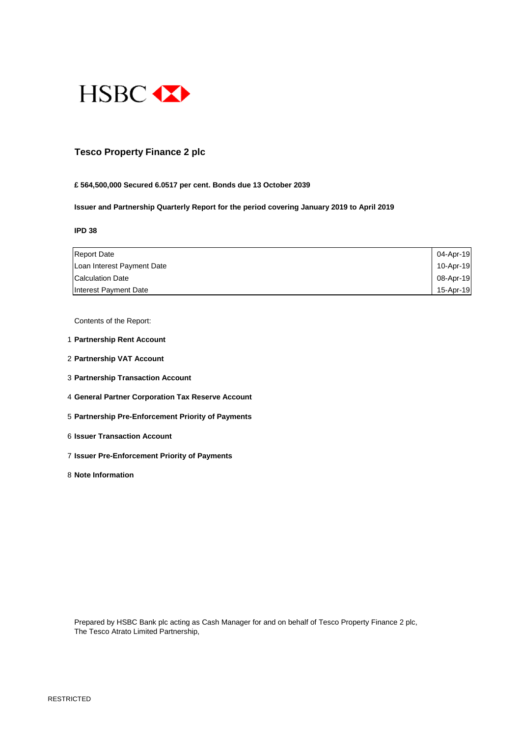HSBC

# Tesco Property Finance 2 plc

**£ 564,500,000 Secured 6.0517 per cent. Bonds due 13 October 2039**

**Issuer and Partnership Quarterly Report for the period covering January 2019 to April 2019**

**IPD 38**

| | |
|---|---|
| Report Date | 04-Apr-19 |
| Loan Interest Payment Date | 10-Apr-19 |
| Calculation Date | 08-Apr-19 |
| Interest Payment Date | 15-Apr-19 |

Contents of the Report:

1. **Partnership Rent Account**
2. **Partnership VAT Account**
3. **Partnership Transaction Account**
4. **General Partner Corporation Tax Reserve Account**
5. **Partnership Pre-Enforcement Priority of Payments**
6. **Issuer Transaction Account**
7. **Issuer Pre-Enforcement Priority of Payments**
8. **Note Information**

Prepared by HSBC Bank plc acting as Cash Manager for and on behalf of Tesco Property Finance 2 plc,
The Tesco Atrato Limited Partnership,

RESTRICTED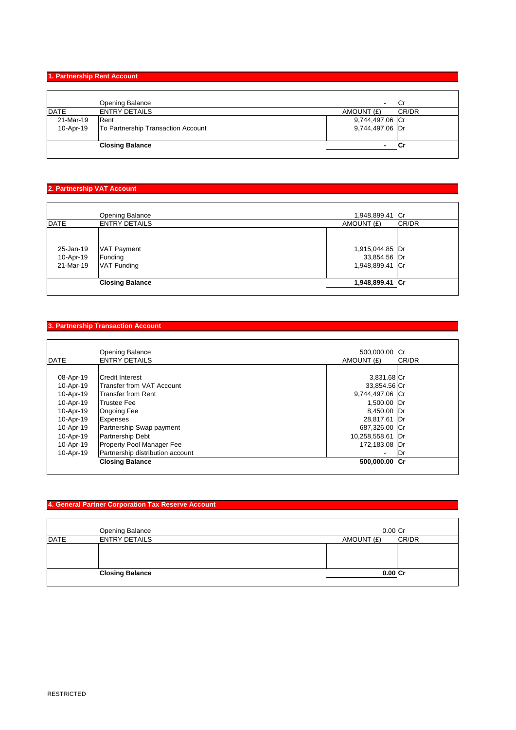## 1. Partnership Rent Account

| DATE | ENTRY DETAILS | AMOUNT (£) | CR/DR |
|---|---|---|---|
| | Opening Balance | - | Cr |
| 21-Mar-19 | Rent | 9,744,497.06 | Cr |
| 10-Apr-19 | To Partnership Transaction Account | 9,744,497.06 | Dr |
| | **Closing Balance** | **-** | **Cr** |

## 2. Partnership VAT Account

| DATE | ENTRY DETAILS | AMOUNT (£) | CR/DR |
|---|---|---|---|
| | Opening Balance | 1,948,899.41 | Cr |
| 25-Jan-19 | VAT Payment | 1,915,044.85 | Dr |
| 10-Apr-19 | Funding | 33,854.56 | Dr |
| 21-Mar-19 | VAT Funding | 1,948,899.41 | Cr |
| | **Closing Balance** | **1,948,899.41** | **Cr** |

## 3. Partnership Transaction Account

| DATE | ENTRY DETAILS | AMOUNT (£) | CR/DR |
|---|---|---|---|
| | Opening Balance | 500,000.00 | Cr |
| 08-Apr-19 | Credit Interest | 3,831.68 | Cr |
| 10-Apr-19 | Transfer from VAT Account | 33,854.56 | Cr |
| 10-Apr-19 | Transfer from Rent | 9,744,497.06 | Cr |
| 10-Apr-19 | Trustee Fee | 1,500.00 | Dr |
| 10-Apr-19 | Ongoing Fee | 8,450.00 | Dr |
| 10-Apr-19 | Expenses | 28,817.61 | Dr |
| 10-Apr-19 | Partnership Swap payment | 687,326.00 | Cr |
| 10-Apr-19 | Partnership Debt | 10,258,558.61 | Dr |
| 10-Apr-19 | Property Pool Manager Fee | 172,183.08 | Dr |
| 10-Apr-19 | Partnership distribution account | - | Dr |
| | **Closing Balance** | **500,000.00** | **Cr** |

## 4. General Partner Corporation Tax Reserve Account

| DATE | ENTRY DETAILS | AMOUNT (£) | CR/DR |
|---|---|---|---|
| | Opening Balance | 0.00 | Cr |
| | **Closing Balance** | **0.00** | **Cr** |

RESTRICTED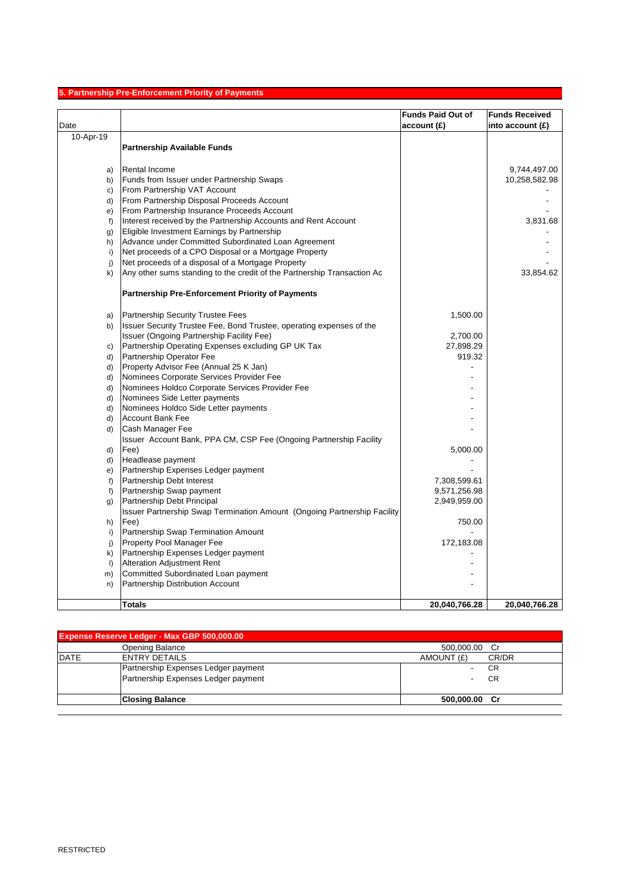## 5. Partnership Pre-Enforcement Priority of Payments

| Date | | | Funds Paid Out of account (£) | Funds Received into account (£) |
|---|---|---|---|---|
| 10-Apr-19 | | **Partnership Available Funds** | | |
| | a) | Rental Income | | 9,744,497.00 |
| | b) | Funds from Issuer under Partnership Swaps | | 10,258,582.98 |
| | c) | From Partnership VAT Account | | - |
| | d) | From Partnership Disposal Proceeds Account | | - |
| | e) | From Partnership Insurance Proceeds Account | | - |
| | f) | Interest received by the Partnership Accounts and Rent Account | | 3,831.68 |
| | g) | Eligible Investment Earnings by Partnership | | - |
| | h) | Advance under Committed Subordinated Loan Agreement | | - |
| | i) | Net proceeds of a CPO Disposal or a Mortgage Property | | - |
| | j) | Net proceeds of a disposal of a Mortgage Property | | - |
| | k) | Any other sums standing to the credit of the Partnership Transaction Ac | | 33,854.62 |
| | | **Partnership Pre-Enforcement Priority of Payments** | | |
| | a) | Partnership Security Trustee Fees | 1,500.00 | |
| | b) | Issuer Security Trustee Fee, Bond Trustee, operating expenses of the Issuer (Ongoing Partnership Facility Fee) | 2,700.00 | |
| | c) | Partnership Operating Expenses excluding GP UK Tax | 27,898.29 | |
| | d) | Partnership Operator Fee | 919.32 | |
| | d) | Property Advisor Fee (Annual 25 K Jan) | - | |
| | d) | Nominees Corporate Services Provider Fee | - | |
| | d) | Nominees Holdco Corporate Services Provider Fee | - | |
| | d) | Nominees Side Letter payments | - | |
| | d) | Nominees Holdco Side Letter payments | - | |
| | d) | Account Bank Fee | - | |
| | d) | Cash Manager Fee | - | |
| | d) | Issuer Account Bank, PPA CM, CSP Fee (Ongoing Partnership Facility Fee) | 5,000.00 | |
| | d) | Headlease payment | - | |
| | e) | Partnership Expenses Ledger payment | - | |
| | f) | Partnership Debt Interest | 7,308,599.61 | |
| | f) | Partnership Swap payment | 9,571,256.98 | |
| | g) | Partnership Debt Principal | 2,949,959.00 | |
| | h) | Issuer Partnership Swap Termination Amount (Ongoing Partnership Facility Fee) | 750.00 | |
| | i) | Partnership Swap Termination Amount | - | |
| | j) | Property Pool Manager Fee | 172,183.08 | |
| | k) | Partnership Expenses Ledger payment | - | |
| | l) | Alteration Adjustment Rent | - | |
| | m) | Committed Subordinated Loan payment | - | |
| | n) | Partnership Distribution Account | - | |
| | | **Totals** | **20,040,766.28** | **20,040,766.28** |

| Expense Reserve Ledger - Max GBP 500,000.00 | | | |
|---|---|---|---|
| | Opening Balance | 500,000.00 | Cr |
| DATE | ENTRY DETAILS | AMOUNT (£) | CR/DR |
| | Partnership Expenses Ledger payment | - | CR |
| | Partnership Expenses Ledger payment | - | CR |
| | **Closing Balance** | **500,000.00** | **Cr** |

RESTRICTED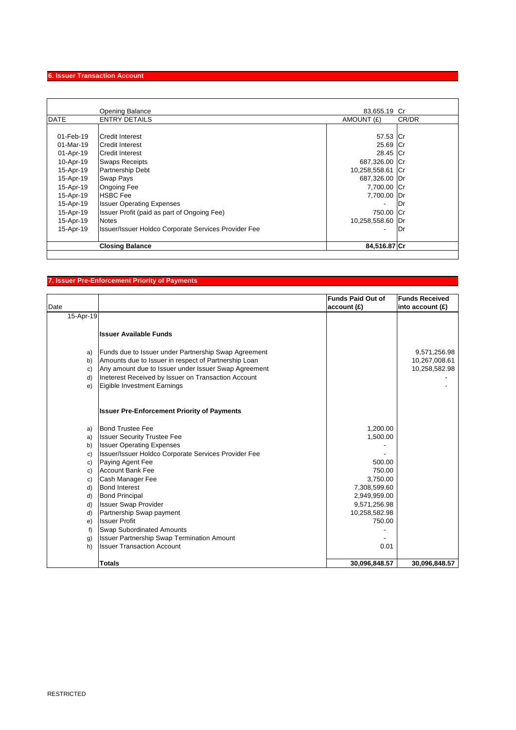## 6. Issuer Transaction Account

| DATE | ENTRY DETAILS | AMOUNT (£) | CR/DR |
|---|---|---|---|
| | Opening Balance | 83,655.19 | Cr |
| 01-Feb-19 | Credit Interest | 57.53 | Cr |
| 01-Mar-19 | Credit Interest | 25.69 | Cr |
| 01-Apr-19 | Credit Interest | 28.45 | Cr |
| 10-Apr-19 | Swaps Receipts | 687,326.00 | Cr |
| 15-Apr-19 | Partnership Debt | 10,258,558.61 | Cr |
| 15-Apr-19 | Swap Pays | 687,326.00 | Dr |
| 15-Apr-19 | Ongoing Fee | 7,700.00 | Cr |
| 15-Apr-19 | HSBC Fee | 7,700.00 | Dr |
| 15-Apr-19 | Issuer Operating Expenses | - | Dr |
| 15-Apr-19 | Issuer Profit (paid as part of Ongoing Fee) | 750.00 | Cr |
| 15-Apr-19 | Notes | 10,258,558.60 | Dr |
| 15-Apr-19 | Issuer/Issuer Holdco Corporate Services Provider Fee | - | Dr |
| | **Closing Balance** | **84,516.87** | **Cr** |

## 7. Issuer Pre-Enforcement Priority of Payments

| Date | | Funds Paid Out of account (£) | Funds Received into account (£) |
|---|---|---|---|
| 15-Apr-19 | | | |
| | **Issuer Available Funds** | | |
| a) | Funds due to Issuer under Partnership Swap Agreement | | 9,571,256.98 |
| b) | Amounts due to Issuer in respect of Partnership Loan | | 10,267,008.61 |
| c) | Any amount due to Issuer under Issuer Swap Agreement | | 10,258,582.98 |
| d) | Ineterest Received by Issuer on Transaction Account | | - |
| e) | Eigible Investment Earnings | | - |
| | **Issuer Pre-Enforcement Priority of Payments** | | |
| a) | Bond Trustee Fee | 1,200.00 | |
| a) | Issuer Security Trustee Fee | 1,500.00 | |
| b) | Issuer Operating Expenses | - | |
| c) | Issuer/Issuer Holdco Corporate Services Provider Fee | - | |
| c) | Paying Agent Fee | 500.00 | |
| c) | Account Bank Fee | 750.00 | |
| c) | Cash Manager Fee | 3,750.00 | |
| d) | Bond Interest | 7,308,599.60 | |
| d) | Bond Principal | 2,949,959.00 | |
| d) | Issuer Swap Provider | 9,571,256.98 | |
| d) | Partnership Swap payment | 10,258,582.98 | |
| e) | Issuer Profit | 750.00 | |
| f) | Swap Subordinated Amounts | - | |
| g) | Issuer Partnership Swap Termination Amount | - | |
| h) | Issuer Transaction Account | 0.01 | |
| | **Totals** | **30,096,848.57** | **30,096,848.57** |

RESTRICTED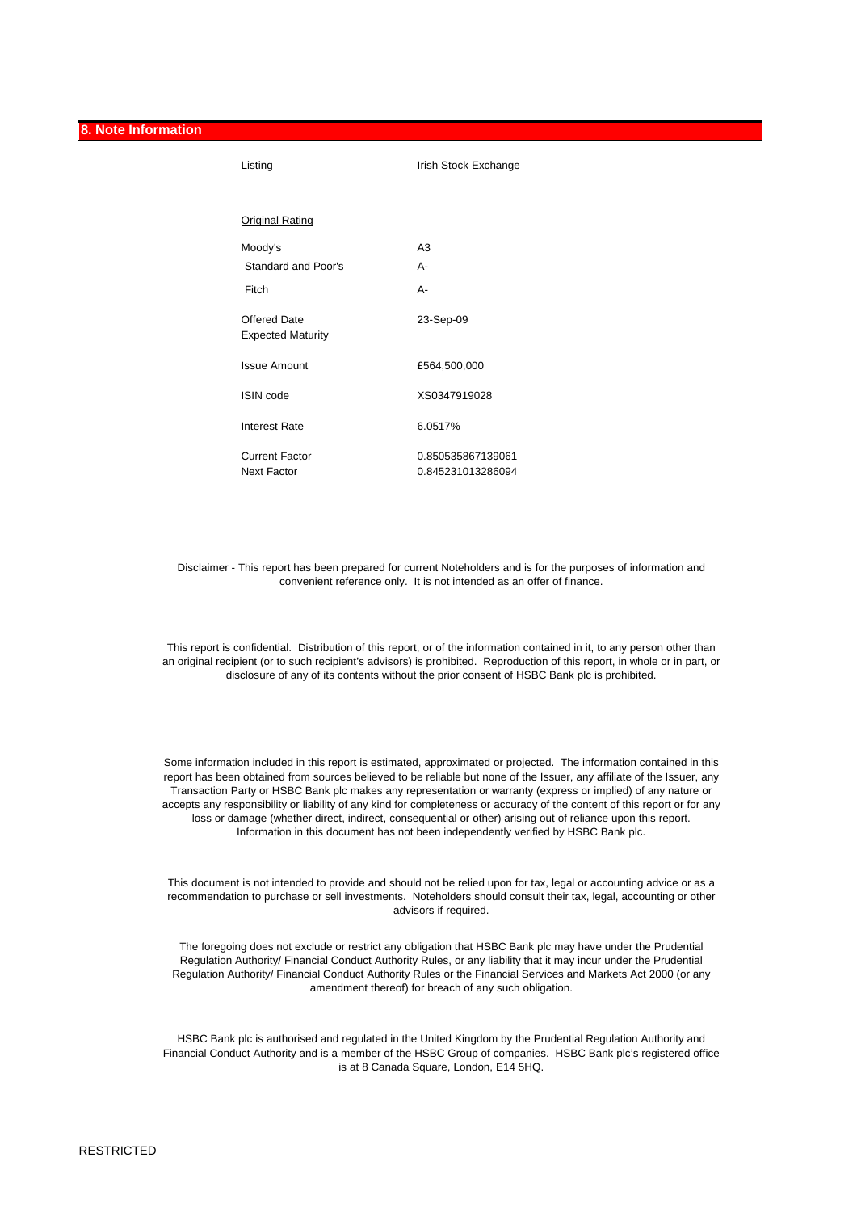## 8. Note Information

| | |
|---|---|
| Listing | Irish Stock Exchange |
| <u>Original Rating</u> | |
| Moody's | A3 |
| Standard and Poor's | A- |
| Fitch | A- |
| Offered Date | 23-Sep-09 |
| Expected Maturity | |
| Issue Amount | £564,500,000 |
| ISIN code | XS0347919028 |
| Interest Rate | 6.0517% |
| Current Factor | 0.850535867139061 |
| Next Factor | 0.845231013286094 |

Disclaimer - This report has been prepared for current Noteholders and is for the purposes of information and convenient reference only. It is not intended as an offer of finance.

This report is confidential. Distribution of this report, or of the information contained in it, to any person other than an original recipient (or to such recipient's advisors) is prohibited. Reproduction of this report, in whole or in part, or disclosure of any of its contents without the prior consent of HSBC Bank plc is prohibited.

Some information included in this report is estimated, approximated or projected. The information contained in this report has been obtained from sources believed to be reliable but none of the Issuer, any affiliate of the Issuer, any Transaction Party or HSBC Bank plc makes any representation or warranty (express or implied) of any nature or accepts any responsibility or liability of any kind for completeness or accuracy of the content of this report or for any loss or damage (whether direct, indirect, consequential or other) arising out of reliance upon this report. Information in this document has not been independently verified by HSBC Bank plc.

This document is not intended to provide and should not be relied upon for tax, legal or accounting advice or as a recommendation to purchase or sell investments. Noteholders should consult their tax, legal, accounting or other advisors if required.

The foregoing does not exclude or restrict any obligation that HSBC Bank plc may have under the Prudential Regulation Authority/ Financial Conduct Authority Rules, or any liability that it may incur under the Prudential Regulation Authority/ Financial Conduct Authority Rules or the Financial Services and Markets Act 2000 (or any amendment thereof) for breach of any such obligation.

HSBC Bank plc is authorised and regulated in the United Kingdom by the Prudential Regulation Authority and Financial Conduct Authority and is a member of the HSBC Group of companies. HSBC Bank plc's registered office is at 8 Canada Square, London, E14 5HQ.

RESTRICTED